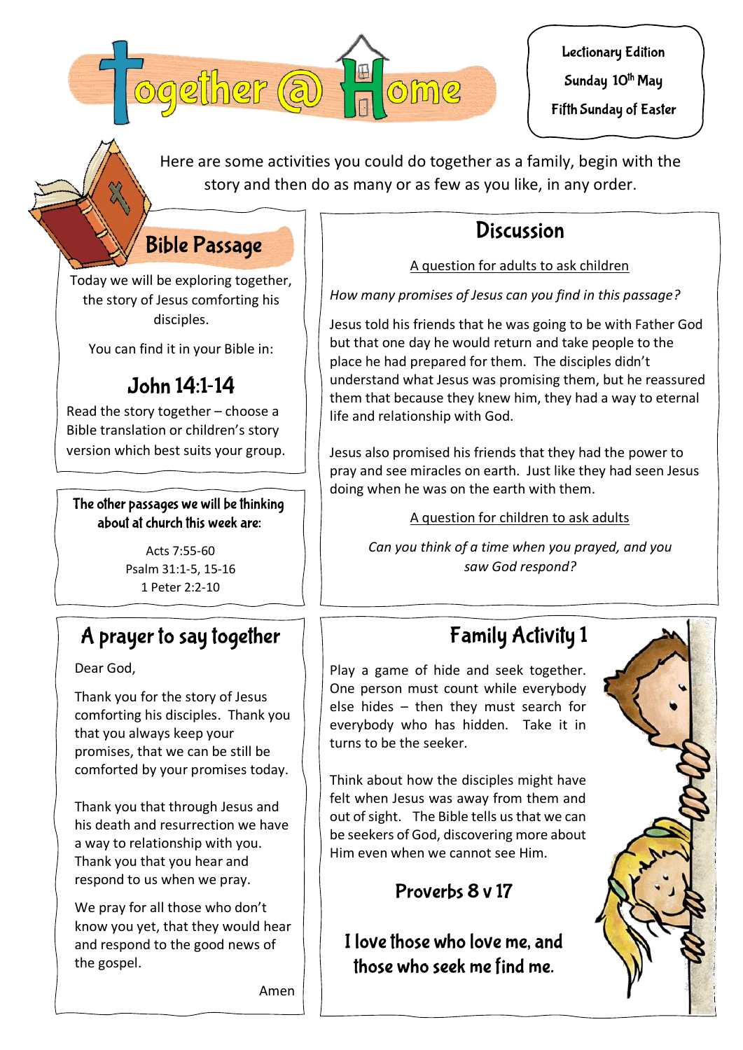# Together @ Home

Lectionary Edition

Sunday 10th May

Fifth Sunday of Easter

Here are some activities you could do together as a family, begin with the story and then do as many or as few as you like, in any order.

## Bible Passage

Today we will be exploring together, the story of Jesus comforting his disciples.

You can find it in your Bible in:

### John 14:1-14

Read the story together – choose a Bible translation or children's story version which best suits your group.

**The other passages we will be thinking about at church this week are:**

Acts 7:55-60
Psalm 31:1-5, 15-16
1 Peter 2:2-10

## Discussion

A question for adults to ask children

*How many promises of Jesus can you find in this passage?*

Jesus told his friends that he was going to be with Father God but that one day he would return and take people to the place he had prepared for them. The disciples didn't understand what Jesus was promising them, but he reassured them that because they knew him, they had a way to eternal life and relationship with God.

Jesus also promised his friends that they had the power to pray and see miracles on earth. Just like they had seen Jesus doing when he was on the earth with them.

A question for children to ask adults

*Can you think of a time when you prayed, and you saw God respond?*

## A prayer to say together

Dear God,

Thank you for the story of Jesus comforting his disciples. Thank you that you always keep your promises, that we can be still be comforted by your promises today.

Thank you that through Jesus and his death and resurrection we have a way to relationship with you. Thank you that you hear and respond to us when we pray.

We pray for all those who don't know you yet, that they would hear and respond to the good news of the gospel.

Amen

## Family Activity 1

Play a game of hide and seek together. One person must count while everybody else hides – then they must search for everybody who has hidden. Take it in turns to be the seeker.

Think about how the disciples might have felt when Jesus was away from them and out of sight. The Bible tells us that we can be seekers of God, discovering more about Him even when we cannot see Him.

### Proverbs 8 v 17

**I love those who love me, and those who seek me find me.**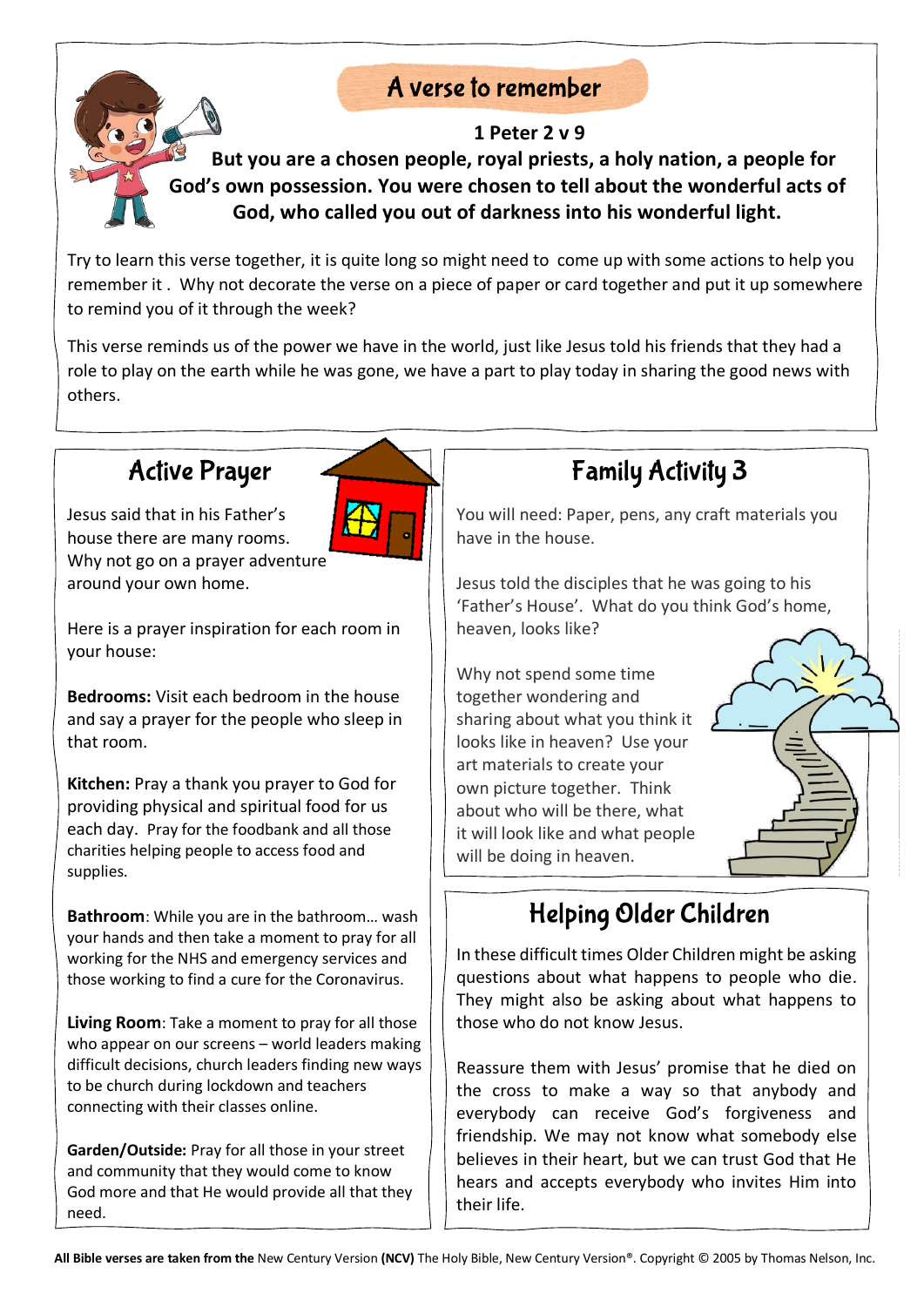## A verse to remember

**1 Peter 2 v 9**

**But you are a chosen people, royal priests, a holy nation, a people for God's own possession. You were chosen to tell about the wonderful acts of God, who called you out of darkness into his wonderful light.**

Try to learn this verse together, it is quite long so might need to come up with some actions to help you remember it . Why not decorate the verse on a piece of paper or card together and put it up somewhere to remind you of it through the week?

This verse reminds us of the power we have in the world, just like Jesus told his friends that they had a role to play on the earth while he was gone, we have a part to play today in sharing the good news with others.

## Active Prayer

Jesus said that in his Father's house there are many rooms. Why not go on a prayer adventure around your own home.

Here is a prayer inspiration for each room in your house:

**Bedrooms:** Visit each bedroom in the house and say a prayer for the people who sleep in that room.

**Kitchen:** Pray a thank you prayer to God for providing physical and spiritual food for us each day. Pray for the foodbank and all those charities helping people to access food and supplies.

**Bathroom**: While you are in the bathroom… wash your hands and then take a moment to pray for all working for the NHS and emergency services and those working to find a cure for the Coronavirus.

**Living Room**: Take a moment to pray for all those who appear on our screens – world leaders making difficult decisions, church leaders finding new ways to be church during lockdown and teachers connecting with their classes online.

**Garden/Outside:** Pray for all those in your street and community that they would come to know God more and that He would provide all that they need.

## Family Activity 3

You will need: Paper, pens, any craft materials you have in the house.

Jesus told the disciples that he was going to his 'Father's House'. What do you think God's home, heaven, looks like?

Why not spend some time together wondering and sharing about what you think it looks like in heaven? Use your art materials to create your own picture together. Think about who will be there, what it will look like and what people will be doing in heaven.

## Helping Older Children

In these difficult times Older Children might be asking questions about what happens to people who die. They might also be asking about what happens to those who do not know Jesus.

Reassure them with Jesus' promise that he died on the cross to make a way so that anybody and everybody can receive God's forgiveness and friendship. We may not know what somebody else believes in their heart, but we can trust God that He hears and accepts everybody who invites Him into their life.

**All Bible verses are taken from the** New Century Version **(NCV)** The Holy Bible, New Century Version®. Copyright © 2005 by Thomas Nelson, Inc.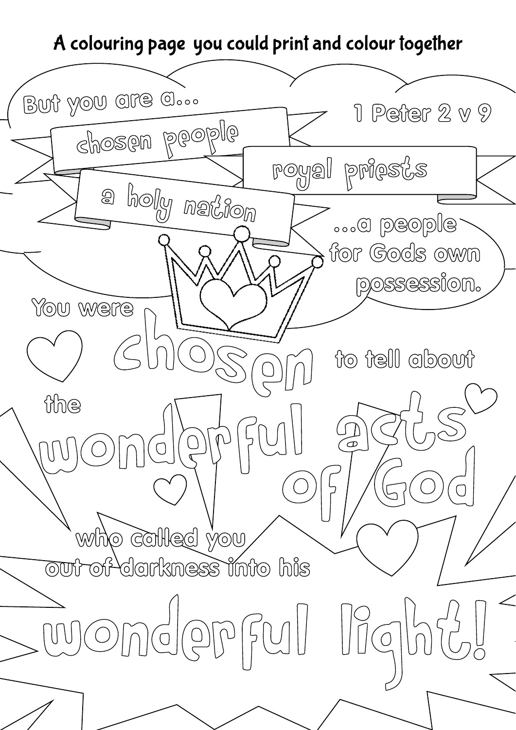# A colouring page you could print and colour together

But you are a...

1 Peter 2 v 9

chosen people

royal priests

a holy nation

...a people for Gods own possession.

You were chosen to tell about the wonderful acts of God who called you out of darkness into his wonderful light!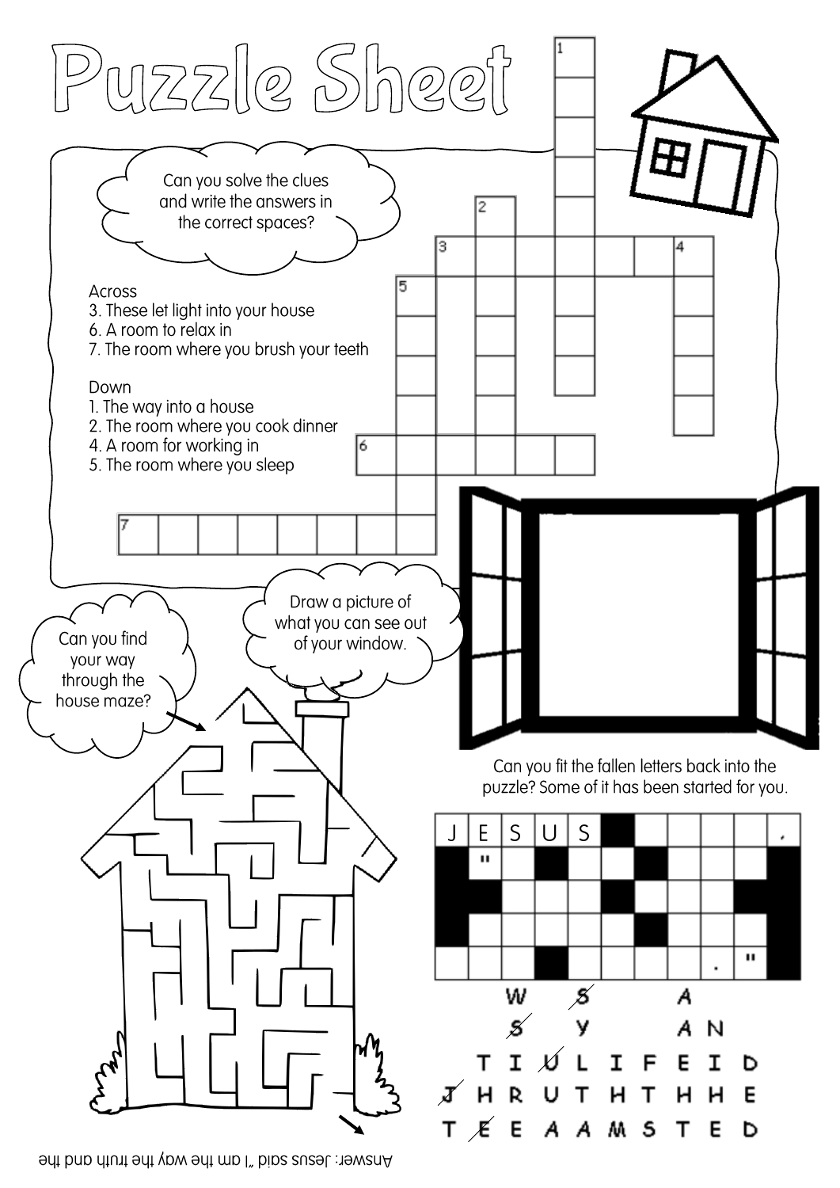# Puzzle Sheet

Can you solve the clues and write the answers in the correct spaces?

Across
3. These let light into your house
6. A room to relax in
7. The room where you brush your teeth

Down
1. The way into a house
2. The room where you cook dinner
4. A room for working in
5. The room where you sleep

Draw a picture of what you can see out of your window.

Can you find your way through the house maze?

Can you fit the fallen letters back into the puzzle? Some of it has been started for you.

| | | | | | | | | | | |
|---|---|---|---|---|---|---|---|---|---|---|
| J | E | S | U | S | | | | | | , |
| | " | | | | | | | | | |
| | | | | | | | | | | |
| | | | | | | | | | | |
| | | | | | | | | . | " | |

W S A

S Y A N

T I U L I F E I D

J H R U T H T H H E

T E E A A M S T E D

Answer: Jesus said "I am the way the truth and the